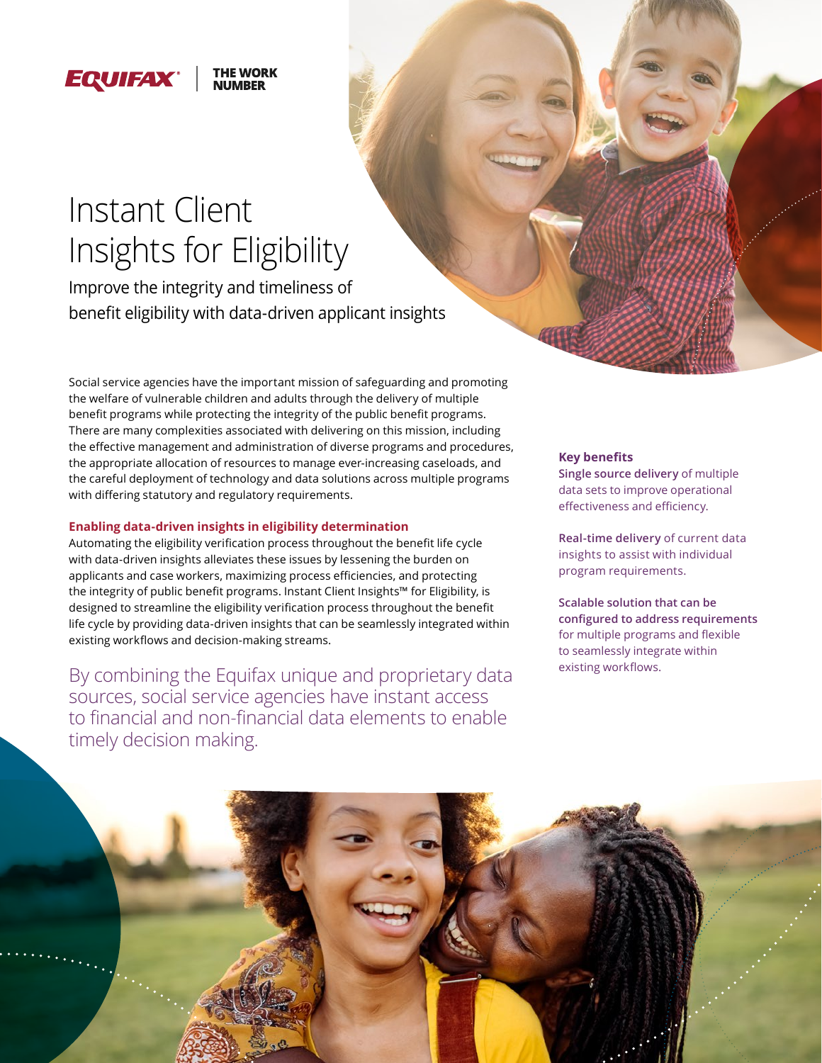EQUIFAX | THE WORK NUMBER

# Instant Client Insights for Eligibility

Improve the integrity and timeliness of benefit eligibility with data-driven applicant insights

Social service agencies have the important mission of safeguarding and promoting the welfare of vulnerable children and adults through the delivery of multiple benefit programs while protecting the integrity of the public benefit programs. There are many complexities associated with delivering on this mission, including the effective management and administration of diverse programs and procedures, the appropriate allocation of resources to manage ever-increasing caseloads, and the careful deployment of technology and data solutions across multiple programs with differing statutory and regulatory requirements.

## Enabling data-driven insights in eligibility determination

Automating the eligibility verification process throughout the benefit life cycle with data-driven insights alleviates these issues by lessening the burden on applicants and case workers, maximizing process efficiencies, and protecting the integrity of public benefit programs. Instant Client Insights™ for Eligibility, is designed to streamline the eligibility verification process throughout the benefit life cycle by providing data-driven insights that can be seamlessly integrated within existing workflows and decision-making streams.

By combining the Equifax unique and proprietary data sources, social service agencies have instant access to financial and non-financial data elements to enable timely decision making.

### Key benefits

**Single source delivery** of multiple data sets to improve operational effectiveness and efficiency.

**Real-time delivery** of current data insights to assist with individual program requirements.

**Scalable solution that can be configured to address requirements** for multiple programs and flexible to seamlessly integrate within existing workflows.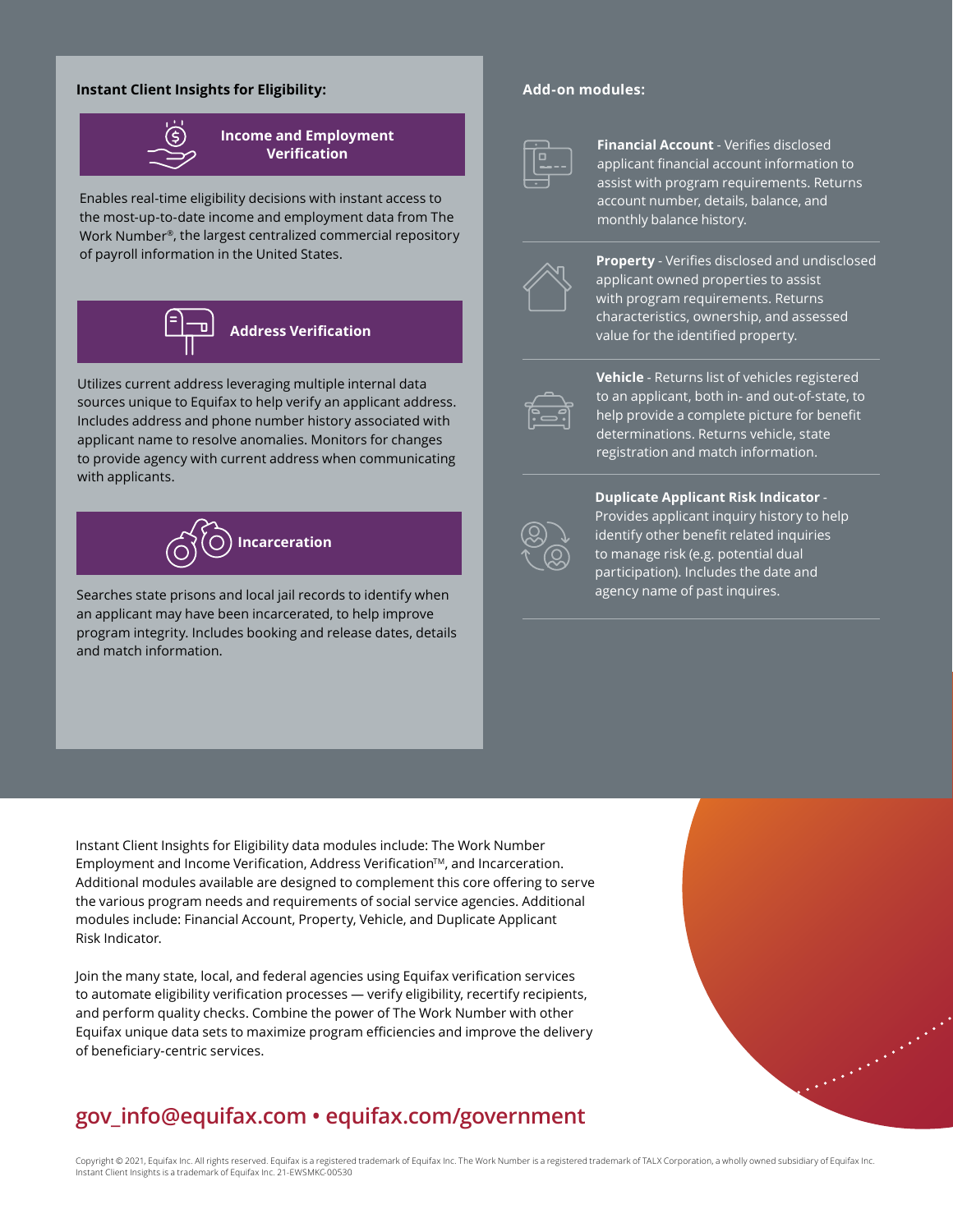### Instant Client Insights for Eligibility:

**Income and Employment Verification**

Enables real-time eligibility decisions with instant access to the most-up-to-date income and employment data from The Work Number®, the largest centralized commercial repository of payroll information in the United States.

**Address Verification**

Utilizes current address leveraging multiple internal data sources unique to Equifax to help verify an applicant address. Includes address and phone number history associated with applicant name to resolve anomalies. Monitors for changes to provide agency with current address when communicating with applicants.

**Incarceration**

Searches state prisons and local jail records to identify when an applicant may have been incarcerated, to help improve program integrity. Includes booking and release dates, details and match information.

### Add-on modules:

**Financial Account** - Verifies disclosed applicant financial account information to assist with program requirements. Returns account number, details, balance, and monthly balance history.

**Property** - Verifies disclosed and undisclosed applicant owned properties to assist with program requirements. Returns characteristics, ownership, and assessed value for the identified property.

**Vehicle** - Returns list of vehicles registered to an applicant, both in- and out-of-state, to help provide a complete picture for benefit determinations. Returns vehicle, state registration and match information.

**Duplicate Applicant Risk Indicator** - Provides applicant inquiry history to help identify other benefit related inquiries to manage risk (e.g. potential dual participation). Includes the date and agency name of past inquires.

Instant Client Insights for Eligibility data modules include: The Work Number Employment and Income Verification, Address Verification™, and Incarceration. Additional modules available are designed to complement this core offering to serve the various program needs and requirements of social service agencies. Additional modules include: Financial Account, Property, Vehicle, and Duplicate Applicant Risk Indicator.

Join the many state, local, and federal agencies using Equifax verification services to automate eligibility verification processes — verify eligibility, recertify recipients, and perform quality checks. Combine the power of The Work Number with other Equifax unique data sets to maximize program efficiencies and improve the delivery of beneficiary-centric services.

**gov_info@equifax.com • equifax.com/government**

Copyright © 2021, Equifax Inc. All rights reserved. Equifax is a registered trademark of Equifax Inc. The Work Number is a registered trademark of TALX Corporation, a wholly owned subsidiary of Equifax Inc. Instant Client Insights is a trademark of Equifax Inc. 21-EWSMKC-00530